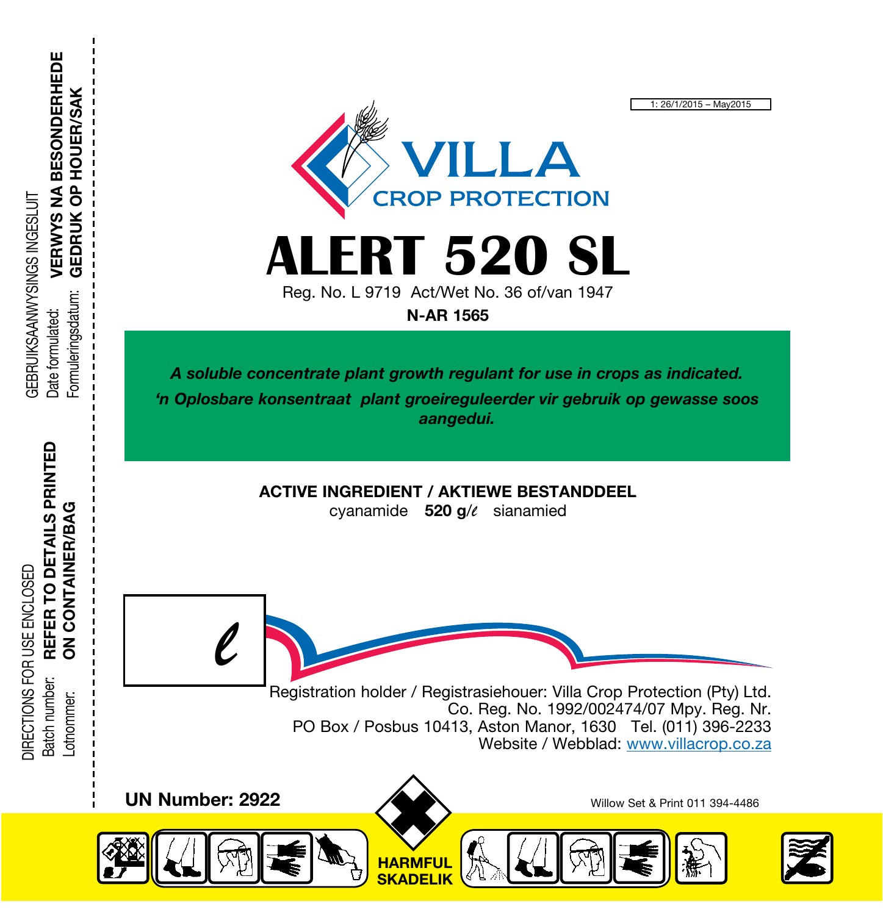1: 26/1/2015 – May2015

VILLA
CROP PROTECTION

# ALERT 520 SL

Reg. No. L 9719 Act/Wet No. 36 of/van 1947

**N-AR 1565**

***A soluble concentrate plant growth regulant for use in crops as indicated.***

***'n Oplosbare konsentraat plant groeireguleerder vir gebruik op gewasse soos aangedui.***

**ACTIVE INGREDIENT / AKTIEWE BESTANDDEEL**

cyanamide **520 g/ℓ** sianamied

ℓ

Registration holder / Registrasiehouer: Villa Crop Protection (Pty) Ltd.
Co. Reg. No. 1992/002474/07 Mpy. Reg. Nr.
PO Box / Posbus 10413, Aston Manor, 1630 Tel. (011) 396-2233
Website / Webblad: www.villacrop.co.za

**UN Number: 2922**

Willow Set & Print 011 394-4486

**HARMFUL**
**SKADELIK**

DIRECTIONS FOR USE ENCLOSED
GEBRUIKSAANWYSINGS INGESLUIT

Batch number: **REFER TO DETAILS PRINTED ON CONTAINER/BAG**
Date formulated: **REFER TO DETAILS PRINTED ON CONTAINER/BAG**
Lotnommer: **VERWYS NA BESONDERHEDE GEDRUK OP HOUER/SAK**
Formuleringsdatum: **VERWYS NA BESONDERHEDE GEDRUK OP HOUER/SAK**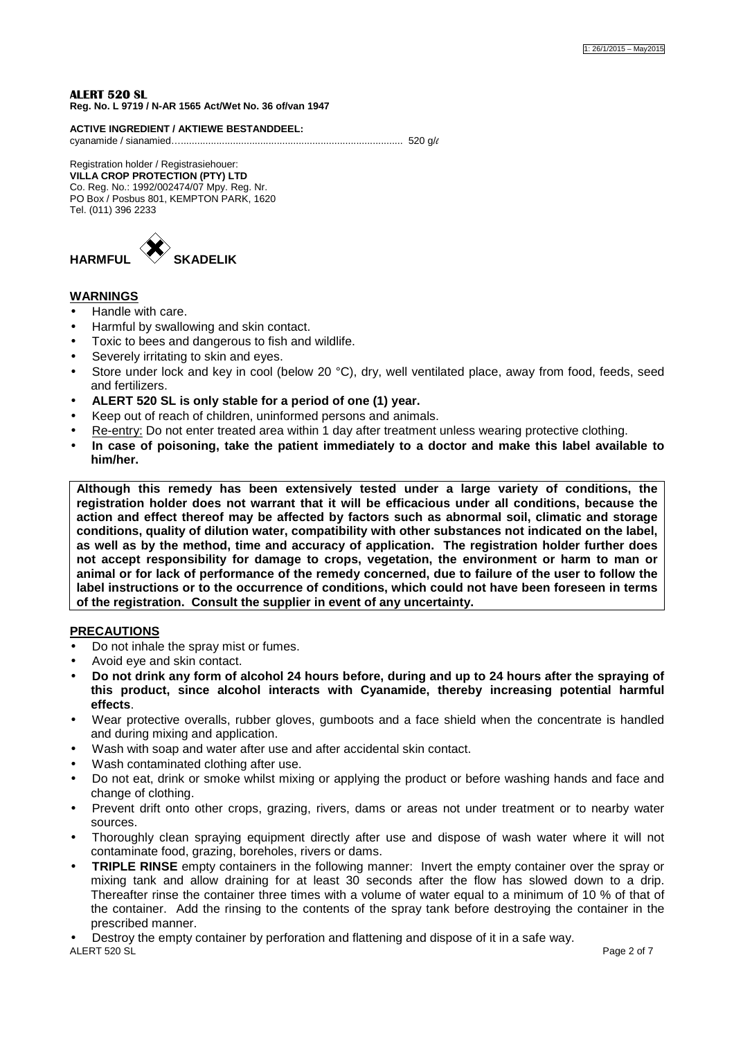**ALERT 520 SL**
**Reg. No. L 9719 / N-AR 1565 Act/Wet No. 36 of/van 1947**

**ACTIVE INGREDIENT / AKTIEWE BESTANDDEEL:**
cyanamide / sianamied………………………………………………………………………… 520 g/ℓ

Registration holder / Registrasiehouer:
**VILLA CROP PROTECTION (PTY) LTD**
Co. Reg. No.: 1992/002474/07 Mpy. Reg. Nr.
PO Box / Posbus 801, KEMPTON PARK, 1620
Tel. (011) 396 2233

**HARMFUL SKADELIK**

## WARNINGS

- Handle with care.
- Harmful by swallowing and skin contact.
- Toxic to bees and dangerous to fish and wildlife.
- Severely irritating to skin and eyes.
- Store under lock and key in cool (below 20 °C), dry, well ventilated place, away from food, feeds, seed and fertilizers.
- **ALERT 520 SL is only stable for a period of one (1) year.**
- Keep out of reach of children, uninformed persons and animals.
- Re-entry: Do not enter treated area within 1 day after treatment unless wearing protective clothing.
- **In case of poisoning, take the patient immediately to a doctor and make this label available to him/her.**

**Although this remedy has been extensively tested under a large variety of conditions, the registration holder does not warrant that it will be efficacious under all conditions, because the action and effect thereof may be affected by factors such as abnormal soil, climatic and storage conditions, quality of dilution water, compatibility with other substances not indicated on the label, as well as by the method, time and accuracy of application. The registration holder further does not accept responsibility for damage to crops, vegetation, the environment or harm to man or animal or for lack of performance of the remedy concerned, due to failure of the user to follow the label instructions or to the occurrence of conditions, which could not have been foreseen in terms of the registration. Consult the supplier in event of any uncertainty.**

## PRECAUTIONS

- Do not inhale the spray mist or fumes.
- Avoid eye and skin contact.
- **Do not drink any form of alcohol 24 hours before, during and up to 24 hours after the spraying of this product, since alcohol interacts with Cyanamide, thereby increasing potential harmful effects**.
- Wear protective overalls, rubber gloves, gumboots and a face shield when the concentrate is handled and during mixing and application.
- Wash with soap and water after use and after accidental skin contact.
- Wash contaminated clothing after use.
- Do not eat, drink or smoke whilst mixing or applying the product or before washing hands and face and change of clothing.
- Prevent drift onto other crops, grazing, rivers, dams or areas not under treatment or to nearby water sources.
- Thoroughly clean spraying equipment directly after use and dispose of wash water where it will not contaminate food, grazing, boreholes, rivers or dams.
- **TRIPLE RINSE** empty containers in the following manner: Invert the empty container over the spray or mixing tank and allow draining for at least 30 seconds after the flow has slowed down to a drip. Thereafter rinse the container three times with a volume of water equal to a minimum of 10 % of that of the container. Add the rinsing to the contents of the spray tank before destroying the container in the prescribed manner.
- Destroy the empty container by perforation and flattening and dispose of it in a safe way.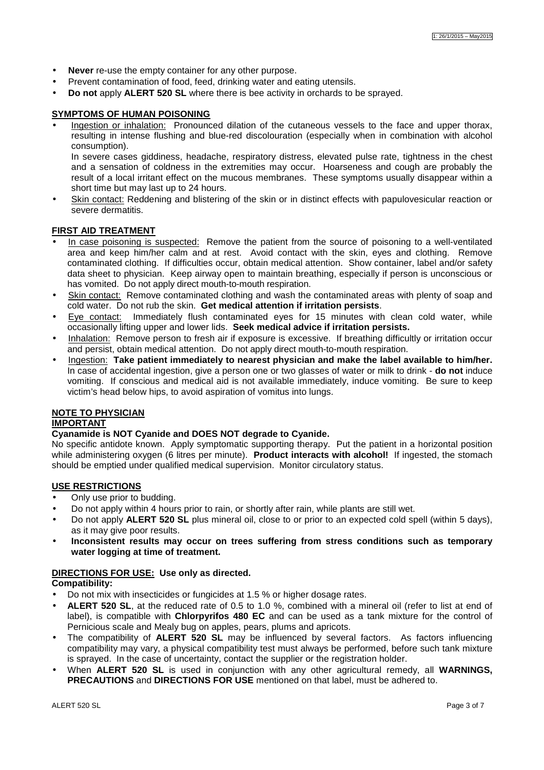- **Never** re-use the empty container for any other purpose.
- Prevent contamination of food, feed, drinking water and eating utensils.
- **Do not** apply **ALERT 520 SL** where there is bee activity in orchards to be sprayed.

## SYMPTOMS OF HUMAN POISONING

- Ingestion or inhalation: Pronounced dilation of the cutaneous vessels to the face and upper thorax, resulting in intense flushing and blue-red discolouration (especially when in combination with alcohol consumption).
  In severe cases giddiness, headache, respiratory distress, elevated pulse rate, tightness in the chest and a sensation of coldness in the extremities may occur. Hoarseness and cough are probably the result of a local irritant effect on the mucous membranes. These symptoms usually disappear within a short time but may last up to 24 hours.
- Skin contact: Reddening and blistering of the skin or in distinct effects with papulovesicular reaction or severe dermatitis.

## FIRST AID TREATMENT

- In case poisoning is suspected: Remove the patient from the source of poisoning to a well-ventilated area and keep him/her calm and at rest. Avoid contact with the skin, eyes and clothing. Remove contaminated clothing. If difficulties occur, obtain medical attention. Show container, label and/or safety data sheet to physician. Keep airway open to maintain breathing, especially if person is unconscious or has vomited. Do not apply direct mouth-to-mouth respiration.
- Skin contact: Remove contaminated clothing and wash the contaminated areas with plenty of soap and cold water. Do not rub the skin. **Get medical attention if irritation persists**.
- Eye contact: Immediately flush contaminated eyes for 15 minutes with clean cold water, while occasionally lifting upper and lower lids. **Seek medical advice if irritation persists.**
- Inhalation: Remove person to fresh air if exposure is excessive. If breathing difficultly or irritation occur and persist, obtain medical attention. Do not apply direct mouth-to-mouth respiration.
- Ingestion: **Take patient immediately to nearest physician and make the label available to him/her.** In case of accidental ingestion, give a person one or two glasses of water or milk to drink - **do not** induce vomiting. If conscious and medical aid is not available immediately, induce vomiting. Be sure to keep victim's head below hips, to avoid aspiration of vomitus into lungs.

## NOTE TO PHYSICIAN

### IMPORTANT

**Cyanamide is NOT Cyanide and DOES NOT degrade to Cyanide.**

No specific antidote known. Apply symptomatic supporting therapy. Put the patient in a horizontal position while administering oxygen (6 litres per minute). **Product interacts with alcohol!** If ingested, the stomach should be emptied under qualified medical supervision. Monitor circulatory status.

## USE RESTRICTIONS

- Only use prior to budding.
- Do not apply within 4 hours prior to rain, or shortly after rain, while plants are still wet.
- Do not apply **ALERT 520 SL** plus mineral oil, close to or prior to an expected cold spell (within 5 days), as it may give poor results.
- **Inconsistent results may occur on trees suffering from stress conditions such as temporary water logging at time of treatment.**

## DIRECTIONS FOR USE: Use only as directed.

**Compatibility:**

- Do not mix with insecticides or fungicides at 1.5 % or higher dosage rates.
- **ALERT 520 SL**, at the reduced rate of 0.5 to 1.0 %, combined with a mineral oil (refer to list at end of label), is compatible with **Chlorpyrifos 480 EC** and can be used as a tank mixture for the control of Pernicious scale and Mealy bug on apples, pears, plums and apricots.
- The compatibility of **ALERT 520 SL** may be influenced by several factors. As factors influencing compatibility may vary, a physical compatibility test must always be performed, before such tank mixture is sprayed. In the case of uncertainty, contact the supplier or the registration holder.
- When **ALERT 520 SL** is used in conjunction with any other agricultural remedy, all **WARNINGS, PRECAUTIONS** and **DIRECTIONS FOR USE** mentioned on that label, must be adhered to.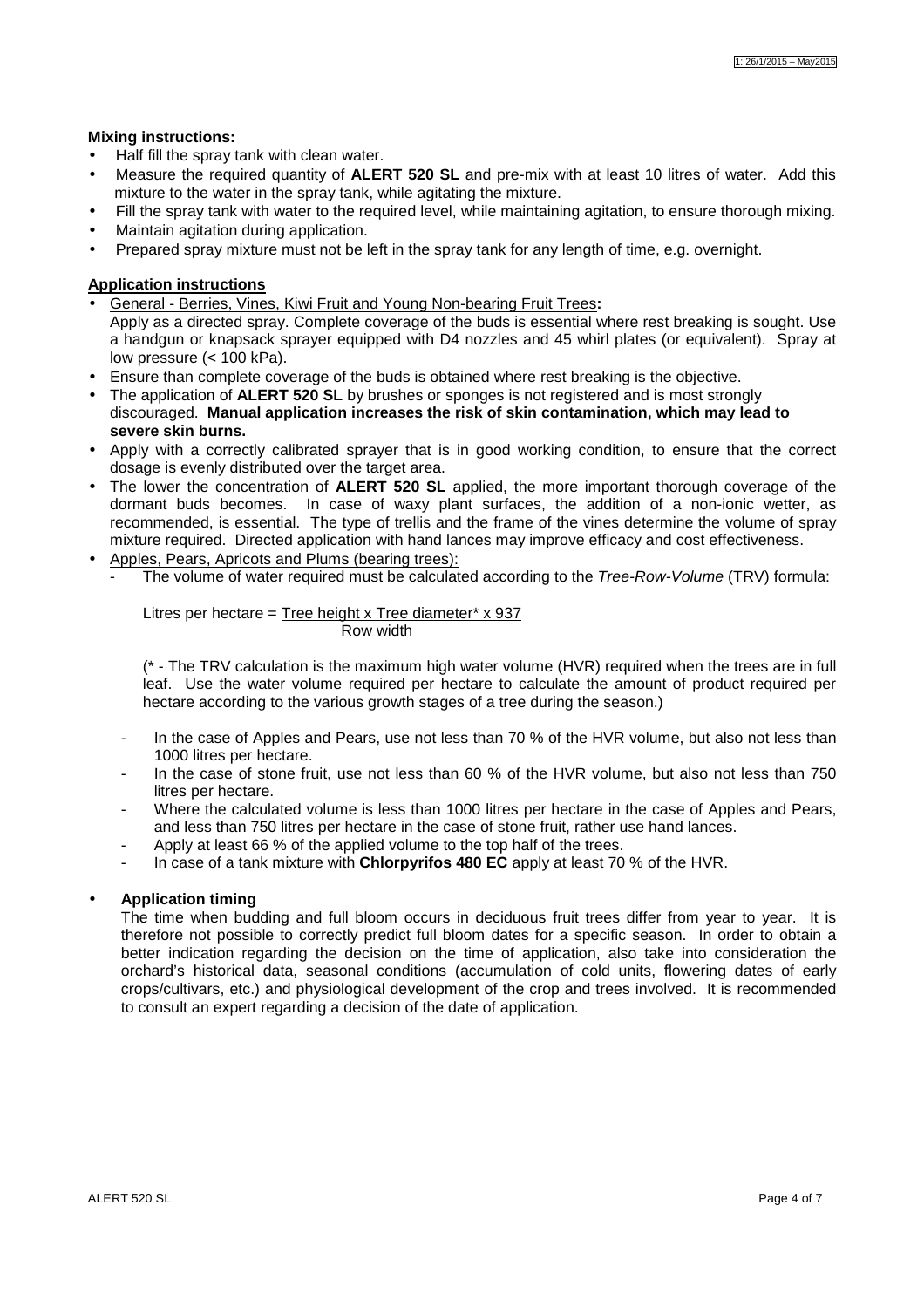**Mixing instructions:**

- Half fill the spray tank with clean water.
- Measure the required quantity of **ALERT 520 SL** and pre-mix with at least 10 litres of water. Add this mixture to the water in the spray tank, while agitating the mixture.
- Fill the spray tank with water to the required level, while maintaining agitation, to ensure thorough mixing.
- Maintain agitation during application.
- Prepared spray mixture must not be left in the spray tank for any length of time, e.g. overnight.

**Application instructions**

- General - Berries, Vines, Kiwi Fruit and Young Non-bearing Fruit Trees**:**
  Apply as a directed spray. Complete coverage of the buds is essential where rest breaking is sought. Use a handgun or knapsack sprayer equipped with D4 nozzles and 45 whirl plates (or equivalent). Spray at low pressure (< 100 kPa).
- Ensure than complete coverage of the buds is obtained where rest breaking is the objective.
- The application of **ALERT 520 SL** by brushes or sponges is not registered and is most strongly discouraged. **Manual application increases the risk of skin contamination, which may lead to severe skin burns.**
- Apply with a correctly calibrated sprayer that is in good working condition, to ensure that the correct dosage is evenly distributed over the target area.
- The lower the concentration of **ALERT 520 SL** applied, the more important thorough coverage of the dormant buds becomes. In case of waxy plant surfaces, the addition of a non-ionic wetter, as recommended, is essential. The type of trellis and the frame of the vines determine the volume of spray mixture required. Directed application with hand lances may improve efficacy and cost effectiveness.
- Apples, Pears, Apricots and Plums (bearing trees):
  - The volume of water required must be calculated according to the *Tree-Row-Volume* (TRV) formula:

    $$\text{Litres per hectare} = \frac{\text{Tree height} \times \text{Tree diameter}^{*} \times 937}{\text{Row width}}$$

    (* - The TRV calculation is the maximum high water volume (HVR) required when the trees are in full leaf. Use the water volume required per hectare to calculate the amount of product required per hectare according to the various growth stages of a tree during the season.)

  - In the case of Apples and Pears, use not less than 70 % of the HVR volume, but also not less than 1000 litres per hectare.
  - In the case of stone fruit, use not less than 60 % of the HVR volume, but also not less than 750 litres per hectare.
  - Where the calculated volume is less than 1000 litres per hectare in the case of Apples and Pears, and less than 750 litres per hectare in the case of stone fruit, rather use hand lances.
  - Apply at least 66 % of the applied volume to the top half of the trees.
  - In case of a tank mixture with **Chlorpyrifos 480 EC** apply at least 70 % of the HVR.

- **Application timing**
  The time when budding and full bloom occurs in deciduous fruit trees differ from year to year. It is therefore not possible to correctly predict full bloom dates for a specific season. In order to obtain a better indication regarding the decision on the time of application, also take into consideration the orchard's historical data, seasonal conditions (accumulation of cold units, flowering dates of early crops/cultivars, etc.) and physiological development of the crop and trees involved. It is recommended to consult an expert regarding a decision of the date of application.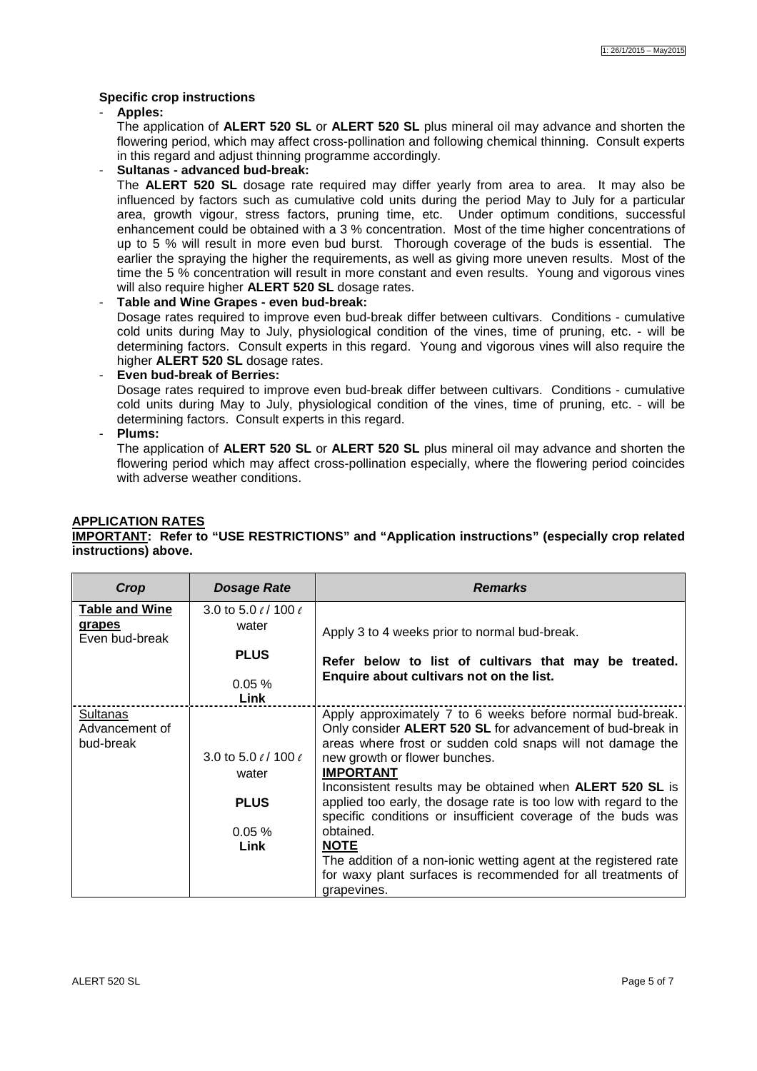### Specific crop instructions

- **Apples:**
  The application of **ALERT 520 SL** or **ALERT 520 SL** plus mineral oil may advance and shorten the flowering period, which may affect cross-pollination and following chemical thinning. Consult experts in this regard and adjust thinning programme accordingly.
- **Sultanas - advanced bud-break:**
  The **ALERT 520 SL** dosage rate required may differ yearly from area to area. It may also be influenced by factors such as cumulative cold units during the period May to July for a particular area, growth vigour, stress factors, pruning time, etc. Under optimum conditions, successful enhancement could be obtained with a 3 % concentration. Most of the time higher concentrations of up to 5 % will result in more even bud burst. Thorough coverage of the buds is essential. The earlier the spraying the higher the requirements, as well as giving more uneven results. Most of the time the 5 % concentration will result in more constant and even results. Young and vigorous vines will also require higher **ALERT 520 SL** dosage rates.
- **Table and Wine Grapes - even bud-break:**
  Dosage rates required to improve even bud-break differ between cultivars. Conditions - cumulative cold units during May to July, physiological condition of the vines, time of pruning, etc. - will be determining factors. Consult experts in this regard. Young and vigorous vines will also require the higher **ALERT 520 SL** dosage rates.
- **Even bud-break of Berries:**
  Dosage rates required to improve even bud-break differ between cultivars. Conditions - cumulative cold units during May to July, physiological condition of the vines, time of pruning, etc. - will be determining factors. Consult experts in this regard.
- **Plums:**
  The application of **ALERT 520 SL** or **ALERT 520 SL** plus mineral oil may advance and shorten the flowering period which may affect cross-pollination especially, where the flowering period coincides with adverse weather conditions.

## APPLICATION RATES

**IMPORTANT: Refer to "USE RESTRICTIONS" and "Application instructions" (especially crop related instructions) above.**

| *Crop* | *Dosage Rate* | *Remarks* |
|---|---|---|
| **Table and Wine grapes** Even bud-break | 3.0 to 5.0 ℓ / 100 ℓ water **PLUS** 0.05 % **Link** | Apply 3 to 4 weeks prior to normal bud-break. **Refer below to list of cultivars that may be treated. Enquire about cultivars not on the list.** |
| Sultanas Advancement of bud-break | 3.0 to 5.0 ℓ / 100 ℓ water **PLUS** 0.05 % **Link** | Apply approximately 7 to 6 weeks before normal bud-break. Only consider **ALERT 520 SL** for advancement of bud-break in areas where frost or sudden cold snaps will not damage the new growth or flower bunches. **IMPORTANT** Inconsistent results may be obtained when **ALERT 520 SL** is applied too early, the dosage rate is too low with regard to the specific conditions or insufficient coverage of the buds was obtained. **NOTE** The addition of a non-ionic wetting agent at the registered rate for waxy plant surfaces is recommended for all treatments of grapevines. |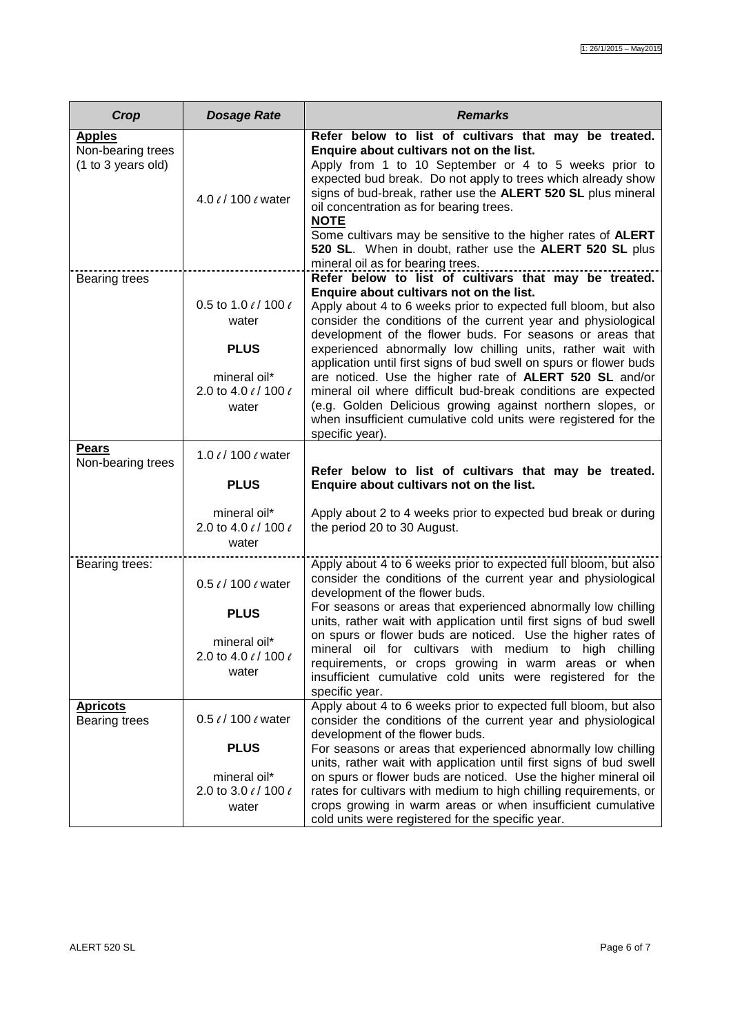| Crop | Dosage Rate | Remarks |
|---|---|---|
| **Apples**<br>Non-bearing trees (1 to 3 years old) | 4.0 ℓ / 100 ℓ water | **Refer below to list of cultivars that may be treated. Enquire about cultivars not on the list.**<br>Apply from 1 to 10 September or 4 to 5 weeks prior to expected bud break. Do not apply to trees which already show signs of bud-break, rather use the **ALERT 520 SL** plus mineral oil concentration as for bearing trees.<br>**NOTE**<br>Some cultivars may be sensitive to the higher rates of **ALERT 520 SL**. When in doubt, rather use the **ALERT 520 SL** plus mineral oil as for bearing trees. |
| Bearing trees | 0.5 to 1.0 ℓ / 100 ℓ water<br>**PLUS**<br>mineral oil*<br>2.0 to 4.0 ℓ / 100 ℓ water | **Refer below to list of cultivars that may be treated. Enquire about cultivars not on the list.**<br>Apply about 4 to 6 weeks prior to expected full bloom, but also consider the conditions of the current year and physiological development of the flower buds. For seasons or areas that experienced abnormally low chilling units, rather wait with application until first signs of bud swell on spurs or flower buds are noticed. Use the higher rate of **ALERT 520 SL** and/or mineral oil where difficult bud-break conditions are expected (e.g. Golden Delicious growing against northern slopes, or when insufficient cumulative cold units were registered for the specific year). |
| **Pears**<br>Non-bearing trees | 1.0 ℓ / 100 ℓ water<br>**PLUS**<br>mineral oil*<br>2.0 to 4.0 ℓ / 100 ℓ water | **Refer below to list of cultivars that may be treated. Enquire about cultivars not on the list.**<br>Apply about 2 to 4 weeks prior to expected bud break or during the period 20 to 30 August. |
| Bearing trees: | 0.5 ℓ / 100 ℓ water<br>**PLUS**<br>mineral oil*<br>2.0 to 4.0 ℓ / 100 ℓ water | Apply about 4 to 6 weeks prior to expected full bloom, but also consider the conditions of the current year and physiological development of the flower buds.<br>For seasons or areas that experienced abnormally low chilling units, rather wait with application until first signs of bud swell on spurs or flower buds are noticed. Use the higher rates of mineral oil for cultivars with medium to high chilling requirements, or crops growing in warm areas or when insufficient cumulative cold units were registered for the specific year. |
| **Apricots**<br>Bearing trees | 0.5 ℓ / 100 ℓ water<br>**PLUS**<br>mineral oil*<br>2.0 to 3.0 ℓ / 100 ℓ water | Apply about 4 to 6 weeks prior to expected full bloom, but also consider the conditions of the current year and physiological development of the flower buds.<br>For seasons or areas that experienced abnormally low chilling units, rather wait with application until first signs of bud swell on spurs or flower buds are noticed. Use the higher mineral oil rates for cultivars with medium to high chilling requirements, or crops growing in warm areas or when insufficient cumulative cold units were registered for the specific year. |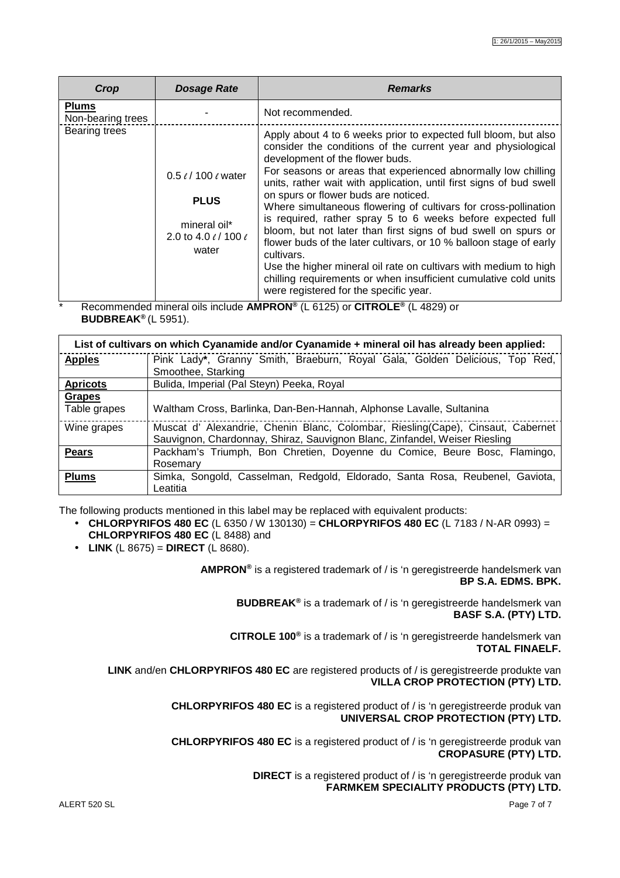| Crop | Dosage Rate | Remarks |
|---|---|---|
| **Plums** Non-bearing trees | - | Not recommended. |
| Bearing trees | 0.5 ℓ / 100 ℓ water **PLUS** mineral oil* 2.0 to 4.0 ℓ / 100 ℓ water | Apply about 4 to 6 weeks prior to expected full bloom, but also consider the conditions of the current year and physiological development of the flower buds. For seasons or areas that experienced abnormally low chilling units, rather wait with application, until first signs of bud swell on spurs or flower buds are noticed. Where simultaneous flowering of cultivars for cross-pollination is required, rather spray 5 to 6 weeks before expected full bloom, but not later than first signs of bud swell on spurs or flower buds of the later cultivars, or 10 % balloon stage of early cultivars. Use the higher mineral oil rate on cultivars with medium to high chilling requirements or when insufficient cumulative cold units were registered for the specific year. |

\* Recommended mineral oils include **AMPRON®** (L 6125) or **CITROLE®** (L 4829) or **BUDBREAK®** (L 5951).

| List of cultivars on which Cyanamide and/or Cyanamide + mineral oil has already been applied: | |
|---|---|
| **Apples** | Pink Lady**\***, Granny Smith, Braeburn, Royal Gala, Golden Delicious, Top Red, Smoothee, Starking |
| **Apricots** | Bulida, Imperial (Pal Steyn) Peeka, Royal |
| **Grapes** Table grapes | Waltham Cross, Barlinka, Dan-Ben-Hannah, Alphonse Lavalle, Sultanina |
| Wine grapes | Muscat d' Alexandrie, Chenin Blanc, Colombar, Riesling(Cape), Cinsaut, Cabernet Sauvignon, Chardonnay, Shiraz, Sauvignon Blanc, Zinfandel, Weiser Riesling |
| **Pears** | Packham's Triumph, Bon Chretien, Doyenne du Comice, Beure Bosc, Flamingo, Rosemary |
| **Plums** | Simka, Songold, Casselman, Redgold, Eldorado, Santa Rosa, Reubenel, Gaviota, Leatitia |

The following products mentioned in this label may be replaced with equivalent products:

- **CHLORPYRIFOS 480 EC** (L 6350 / W 130130) = **CHLORPYRIFOS 480 EC** (L 7183 / N-AR 0993) = **CHLORPYRIFOS 480 EC** (L 8488) and
- **LINK** (L 8675) = **DIRECT** (L 8680).

**AMPRON®** is a registered trademark of / is 'n geregistreerde handelsmerk van **BP S.A. EDMS. BPK.**

**BUDBREAK®** is a trademark of / is 'n geregistreerde handelsmerk van **BASF S.A. (PTY) LTD.**

**CITROLE 100®** is a trademark of / is 'n geregistreerde handelsmerk van **TOTAL FINAELF.**

**LINK** and/en **CHLORPYRIFOS 480 EC** are registered products of / is geregistreerde produkte van **VILLA CROP PROTECTION (PTY) LTD.**

**CHLORPYRIFOS 480 EC** is a registered product of / is 'n geregistreerde produk van **UNIVERSAL CROP PROTECTION (PTY) LTD.**

**CHLORPYRIFOS 480 EC** is a registered product of / is 'n geregistreerde produk van **CROPASURE (PTY) LTD.**

**DIRECT** is a registered product of / is 'n geregistreerde produk van **FARMKEM SPECIALITY PRODUCTS (PTY) LTD.**